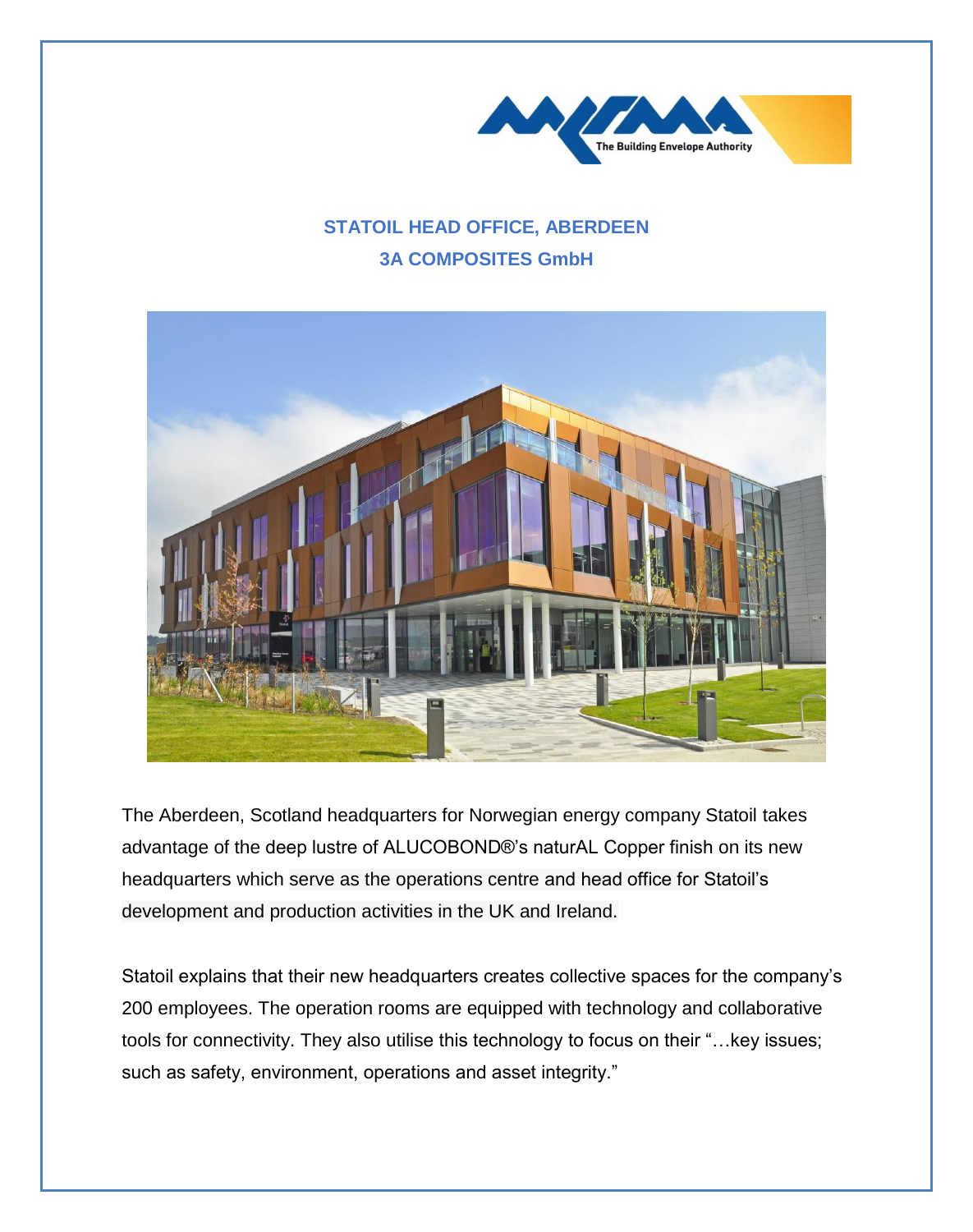## STATOIL HEAD OFFICE, ABERDEEN

## 3A COMPOSITES GmbH

The Aberdeen, Scotland headquarters for Norwegian energy company Statoil takes advantage of the deep lustre of ALUCOBOND®'s naturAL Copper finish on its new headquarters which serve as the operations centre and head office for Statoil's development and production activities in the UK and Ireland.

Statoil explains that their new headquarters creates collective spaces for the company's 200 employees. The operation rooms are equipped with technology and collaborative tools for connectivity. They also utilise this technology to focus on their "…key issues; such as safety, environment, operations and asset integrity."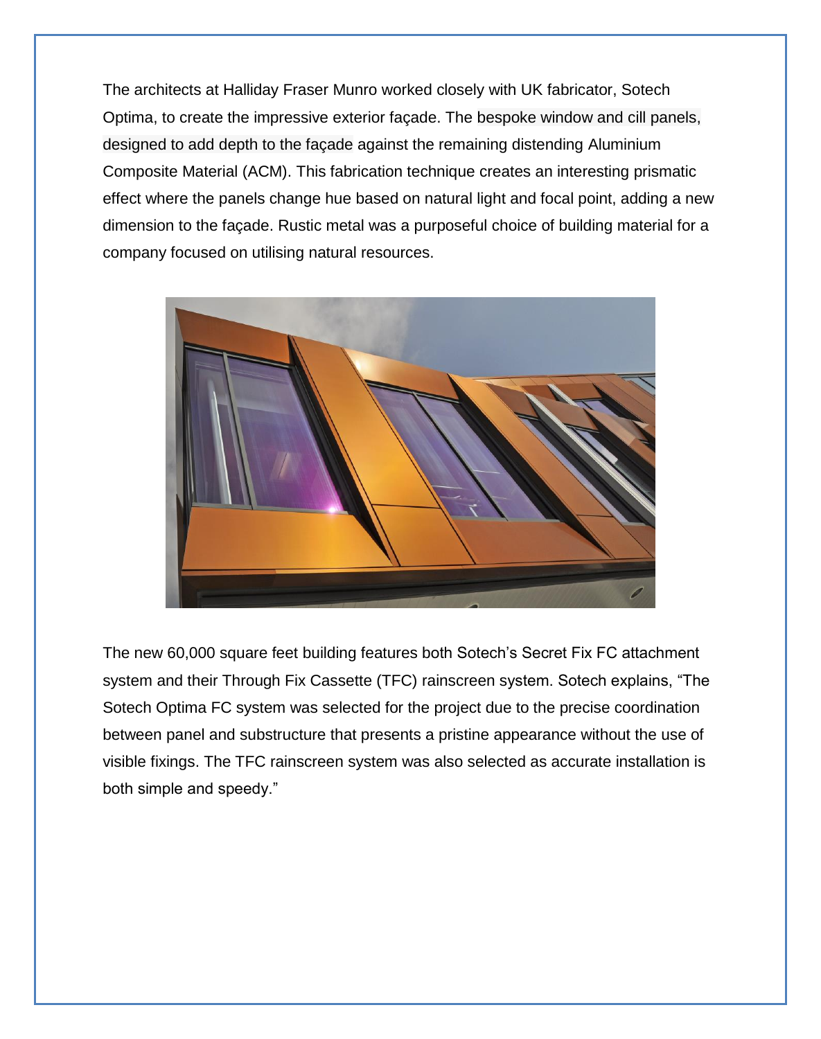The architects at Halliday Fraser Munro worked closely with UK fabricator, Sotech Optima, to create the impressive exterior façade. The bespoke window and cill panels, designed to add depth to the façade against the remaining distending Aluminium Composite Material (ACM). This fabrication technique creates an interesting prismatic effect where the panels change hue based on natural light and focal point, adding a new dimension to the façade. Rustic metal was a purposeful choice of building material for a company focused on utilising natural resources.

The new 60,000 square feet building features both Sotech's Secret Fix FC attachment system and their Through Fix Cassette (TFC) rainscreen system. Sotech explains, "The Sotech Optima FC system was selected for the project due to the precise coordination between panel and substructure that presents a pristine appearance without the use of visible fixings. The TFC rainscreen system was also selected as accurate installation is both simple and speedy."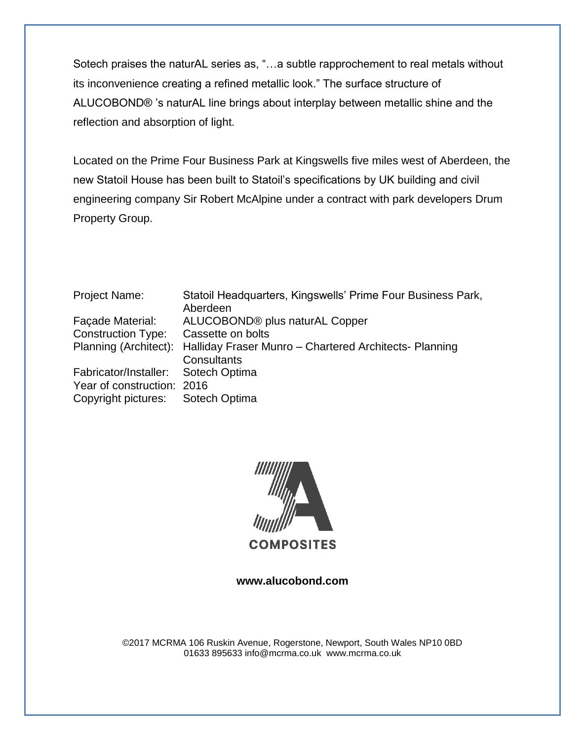Sotech praises the naturAL series as, "…a subtle rapprochement to real metals without its inconvenience creating a refined metallic look." The surface structure of ALUCOBOND® 's naturAL line brings about interplay between metallic shine and the reflection and absorption of light.

Located on the Prime Four Business Park at Kingswells five miles west of Aberdeen, the new Statoil House has been built to Statoil's specifications by UK building and civil engineering company Sir Robert McAlpine under a contract with park developers Drum Property Group.

| | |
|---|---|
| Project Name: | Statoil Headquarters, Kingswells' Prime Four Business Park, Aberdeen |
| Façade Material: | ALUCOBOND® plus naturAL Copper |
| Construction Type: | Cassette on bolts |
| Planning (Architect): | Halliday Fraser Munro – Chartered Architects- Planning Consultants |
| Fabricator/Installer: | Sotech Optima |
| Year of construction: | 2016 |
| Copyright pictures: | Sotech Optima |

3A COMPOSITES

**www.alucobond.com**

©2017 MCRMA 106 Ruskin Avenue, Rogerstone, Newport, South Wales NP10 0BD
01633 895633 info@mcrma.co.uk www.mcrma.co.uk